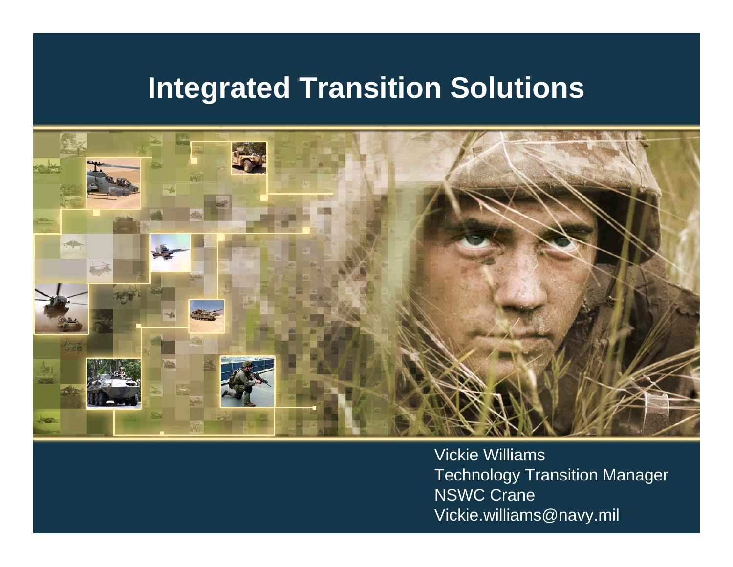# Integrated Transition Solutions

Vickie Williams
Technology Transition Manager
NSWC Crane
Vickie.williams@navy.mil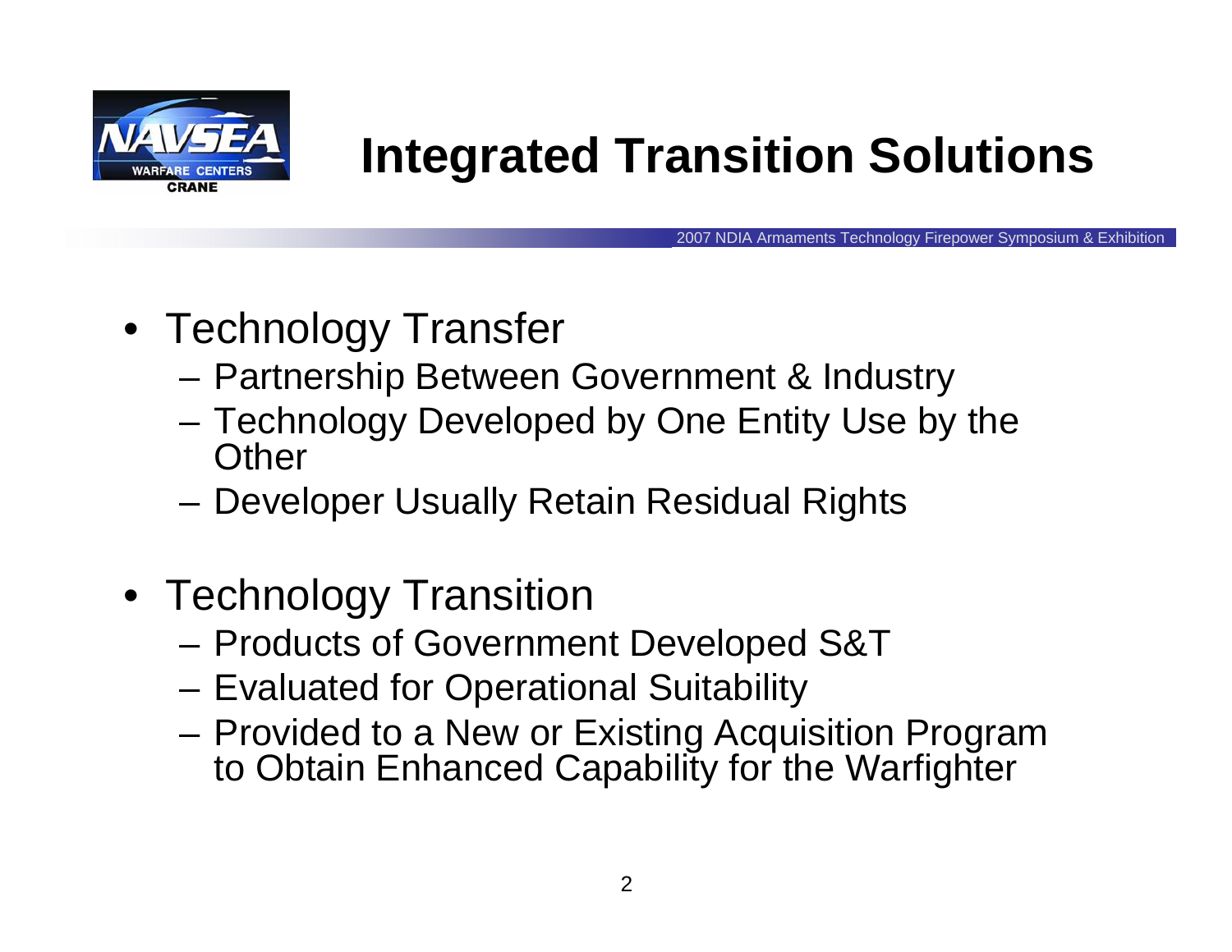# Integrated Transition Solutions

- Technology Transfer
  - Partnership Between Government & Industry
  - Technology Developed by One Entity Use by the Other
  - Developer Usually Retain Residual Rights

- Technology Transition
  - Products of Government Developed S&T
  - Evaluated for Operational Suitability
  - Provided to a New or Existing Acquisition Program to Obtain Enhanced Capability for the Warfighter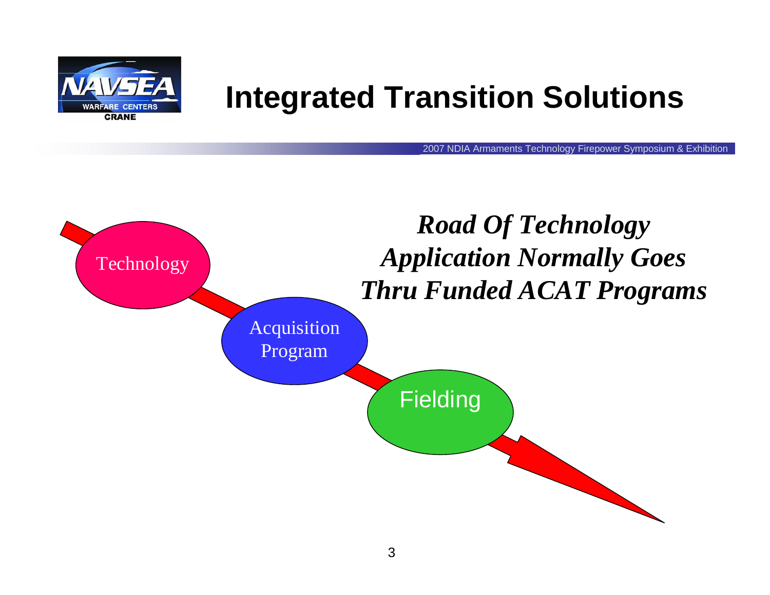# Integrated Transition Solutions

***Road Of Technology Application Normally Goes Thru Funded ACAT Programs***

Technology

Acquisition Program

Fielding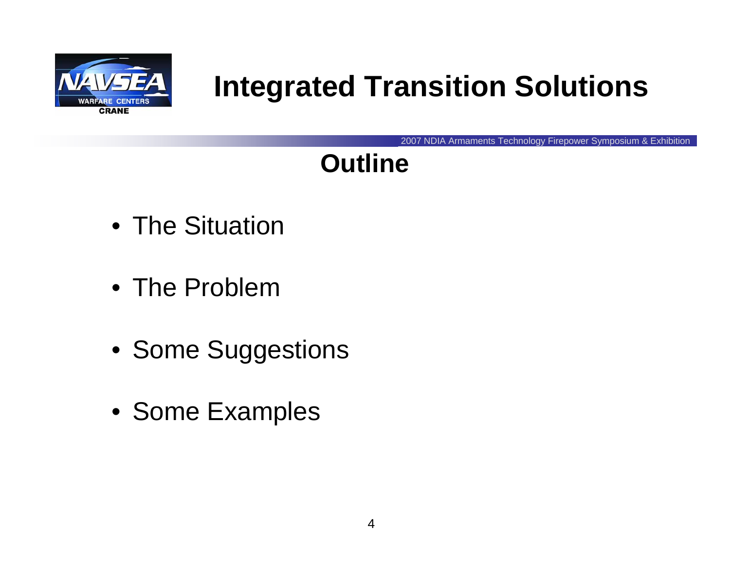# Outline

- The Situation
- The Problem
- Some Suggestions
- Some Examples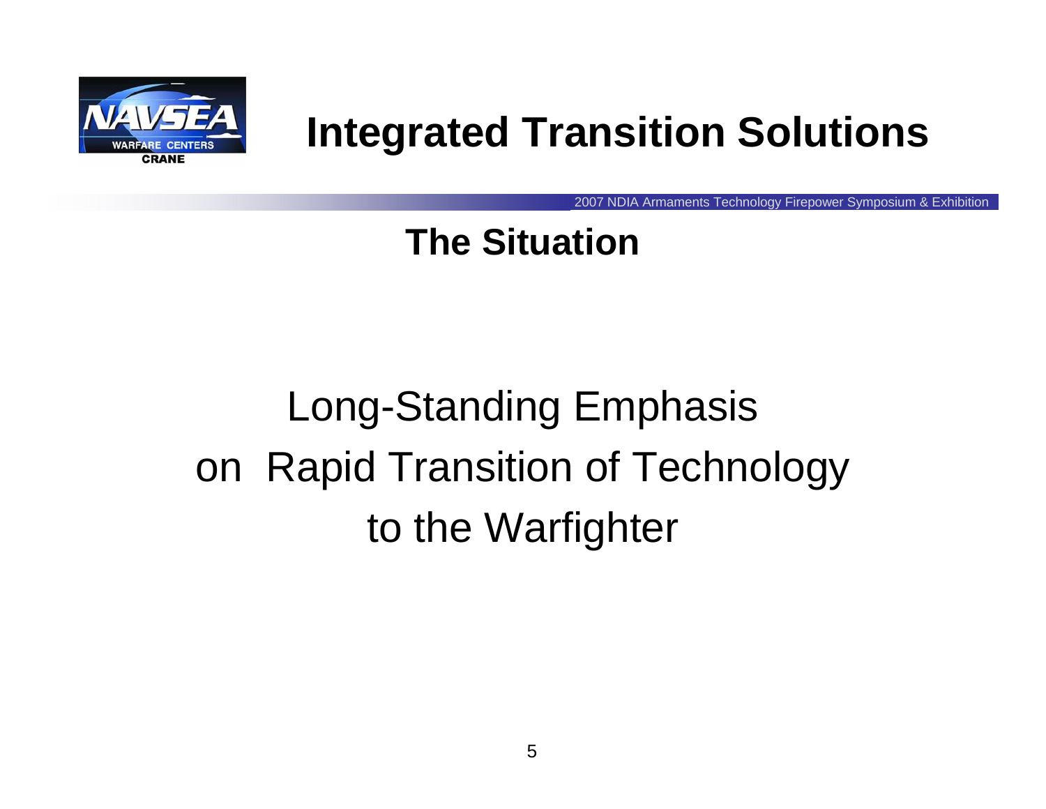# Integrated Transition Solutions

## The Situation

Long-Standing Emphasis on Rapid Transition of Technology to the Warfighter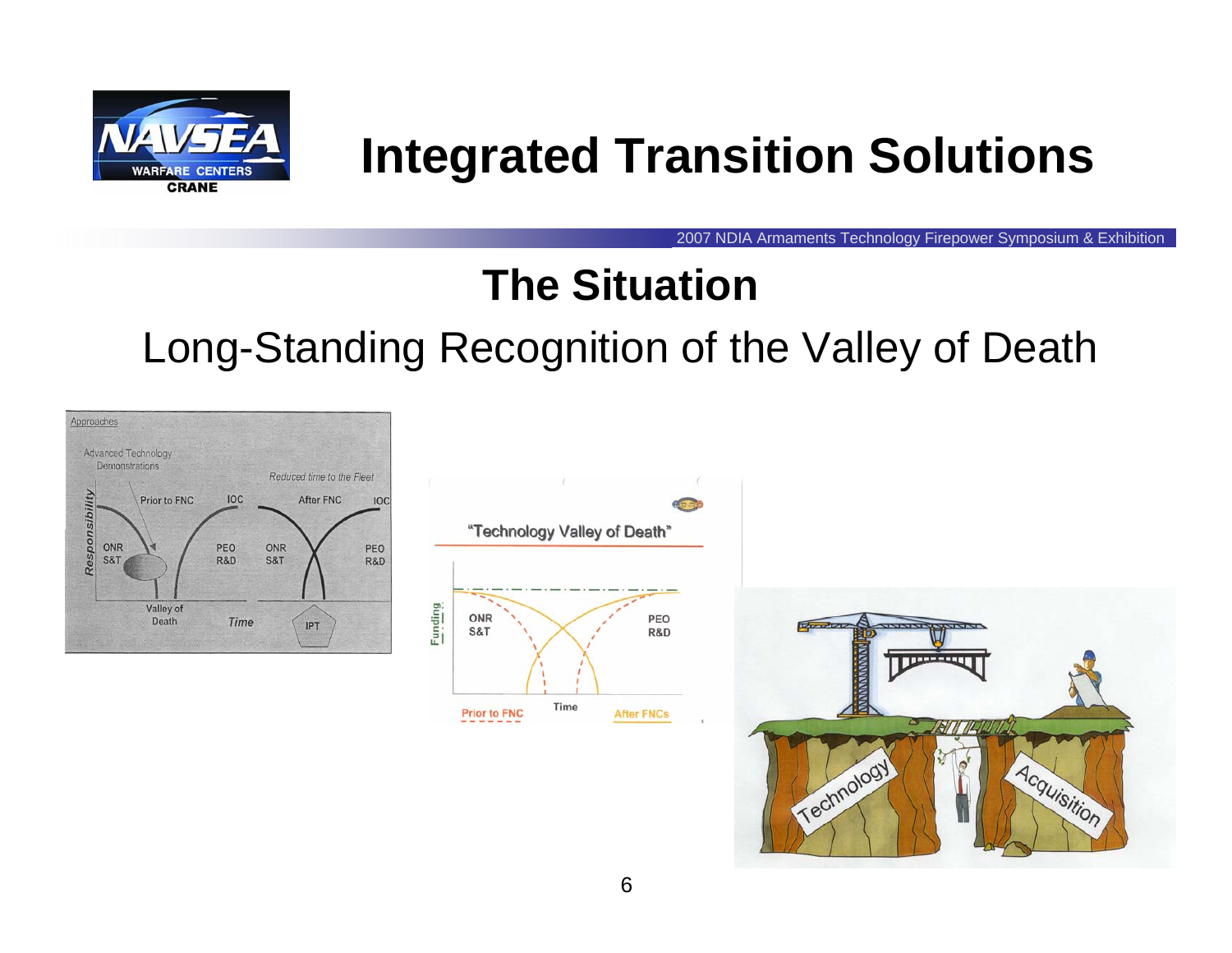# Integrated Transition Solutions

## The Situation

Long-Standing Recognition of the Valley of Death

Approaches

Advanced Technology Demonstrations

*Reduced time to the Fleet*

Prior to FNC | IOC | After FNC | IOC

ONR S&T | PEO R&D | ONR S&T | PEO R&D

*Responsibility*

Valley of Death

*Time*

IPT

"Technology Valley of Death"

Funding

ONR S&T

PEO R&D

Time

Prior to FNC

After FNCs

Technology

Acquisition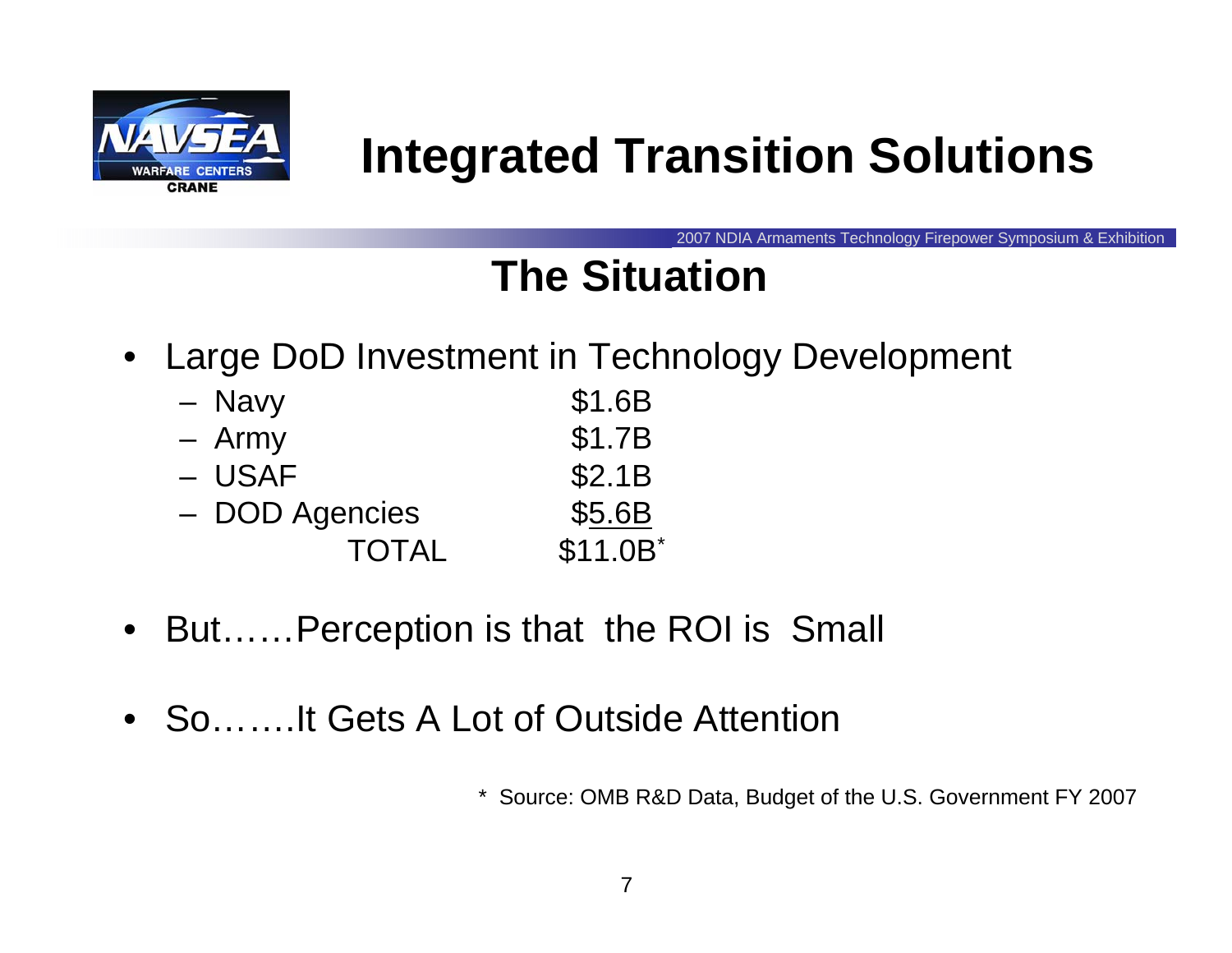# Integrated Transition Solutions

## The Situation

- Large DoD Investment in Technology Development
  - Navy $1.6B
  - Army $1.7B
  - USAF $2.1B
  - DOD Agencies $5.6B

  TOTAL $11.0B*

- But……Perception is that the ROI is Small
- So…….It Gets A Lot of Outside Attention

\* Source: OMB R&D Data, Budget of the U.S. Government FY 2007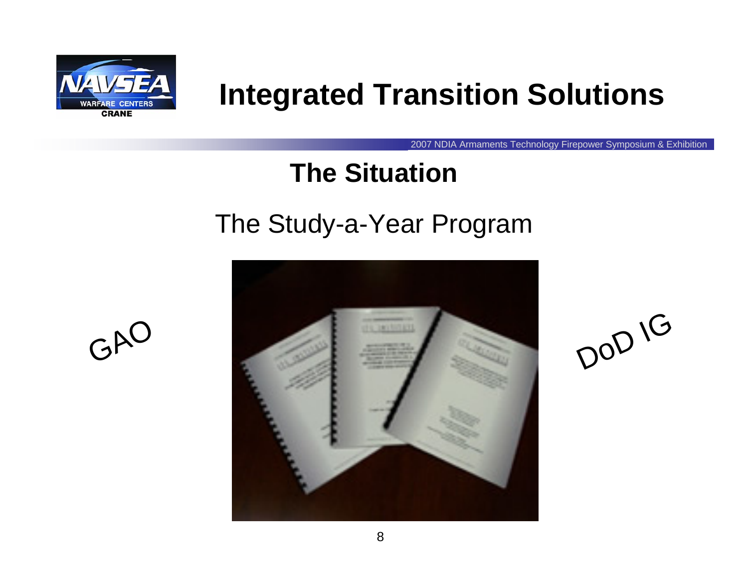# Integrated Transition Solutions

## The Situation

The Study-a-Year Program

GAO

DoD IG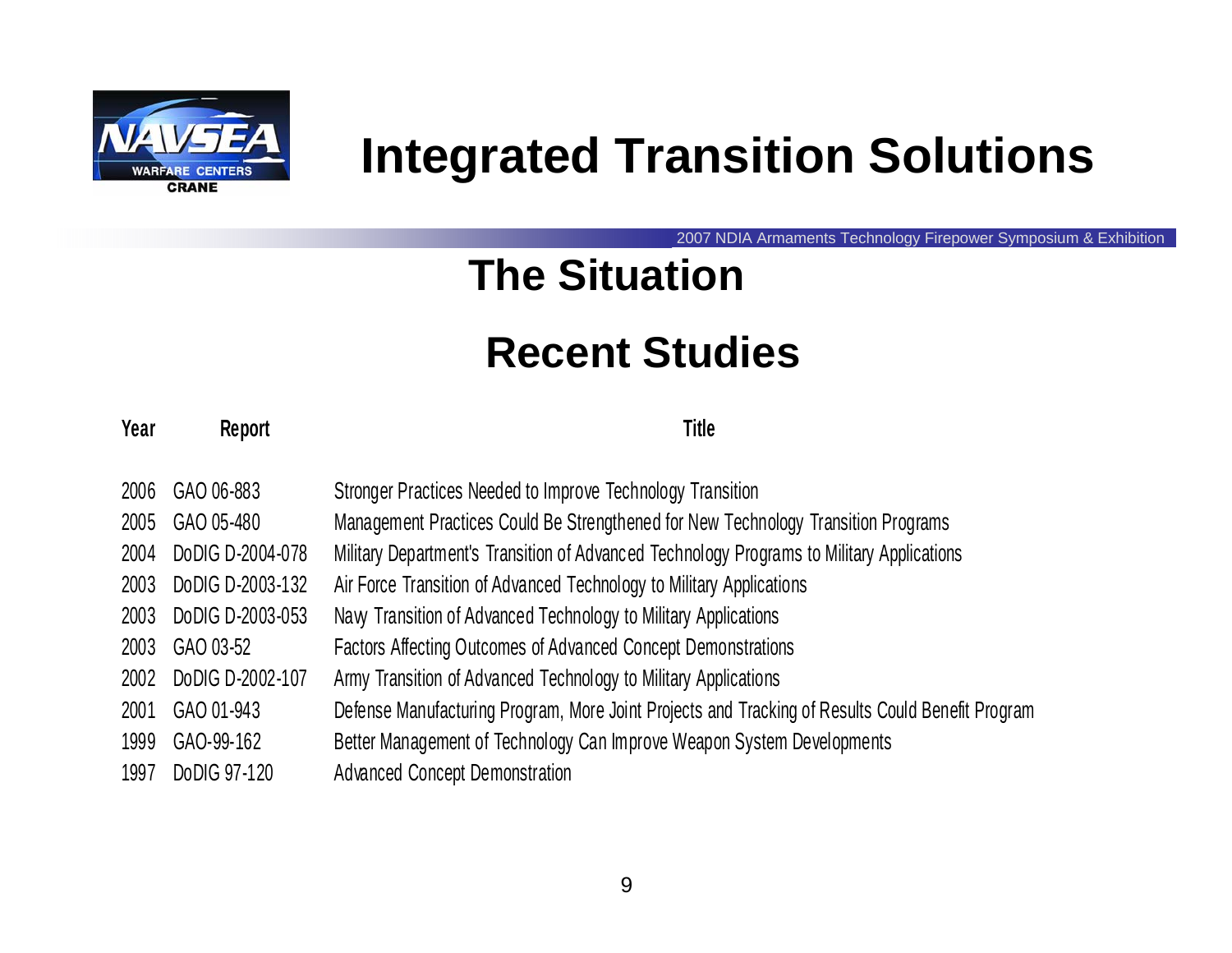# Integrated Transition Solutions

## The Situation

## Recent Studies

| Year | Report | Title |
|---|---|---|
| 2006 | GAO 06-883 | Stronger Practices Needed to Improve Technology Transition |
| 2005 | GAO 05-480 | Management Practices Could Be Strengthened for New Technology Transition Programs |
| 2004 | DoDIG D-2004-078 | Military Department's Transition of Advanced Technology Programs to Military Applications |
| 2003 | DoDIG D-2003-132 | Air Force Transition of Advanced Technology to Military Applications |
| 2003 | DoDIG D-2003-053 | Navy Transition of Advanced Technology to Military Applications |
| 2003 | GAO 03-52 | Factors Affecting Outcomes of Advanced Concept Demonstrations |
| 2002 | DoDIG D-2002-107 | Army Transition of Advanced Technology to Military Applications |
| 2001 | GAO 01-943 | Defense Manufacturing Program, More Joint Projects and Tracking of Results Could Benefit Program |
| 1999 | GAO-99-162 | Better Management of Technology Can Improve Weapon System Developments |
| 1997 | DoDIG 97-120 | Advanced Concept Demonstration |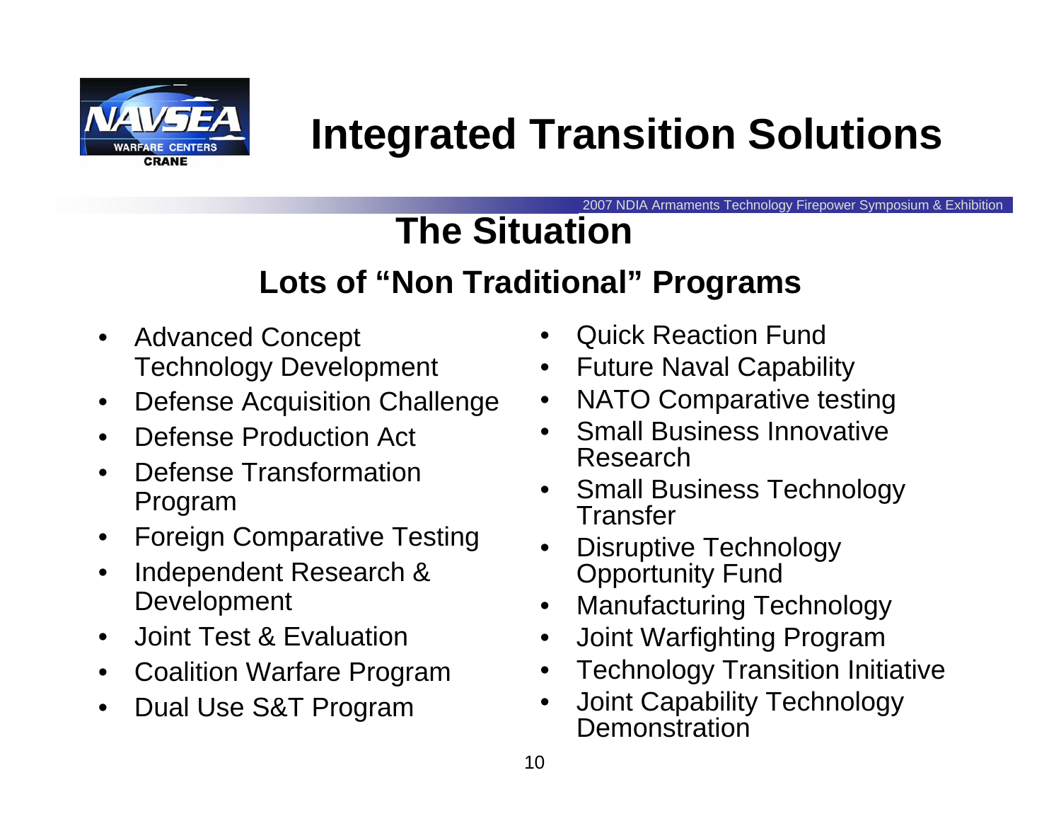# Integrated Transition Solutions

## The Situation

### Lots of "Non Traditional" Programs

- Advanced Concept Technology Development
- Defense Acquisition Challenge
- Defense Production Act
- Defense Transformation Program
- Foreign Comparative Testing
- Independent Research & Development
- Joint Test & Evaluation
- Coalition Warfare Program
- Dual Use S&T Program
- Quick Reaction Fund
- Future Naval Capability
- NATO Comparative testing
- Small Business Innovative Research
- Small Business Technology Transfer
- Disruptive Technology Opportunity Fund
- Manufacturing Technology
- Joint Warfighting Program
- Technology Transition Initiative
- Joint Capability Technology Demonstration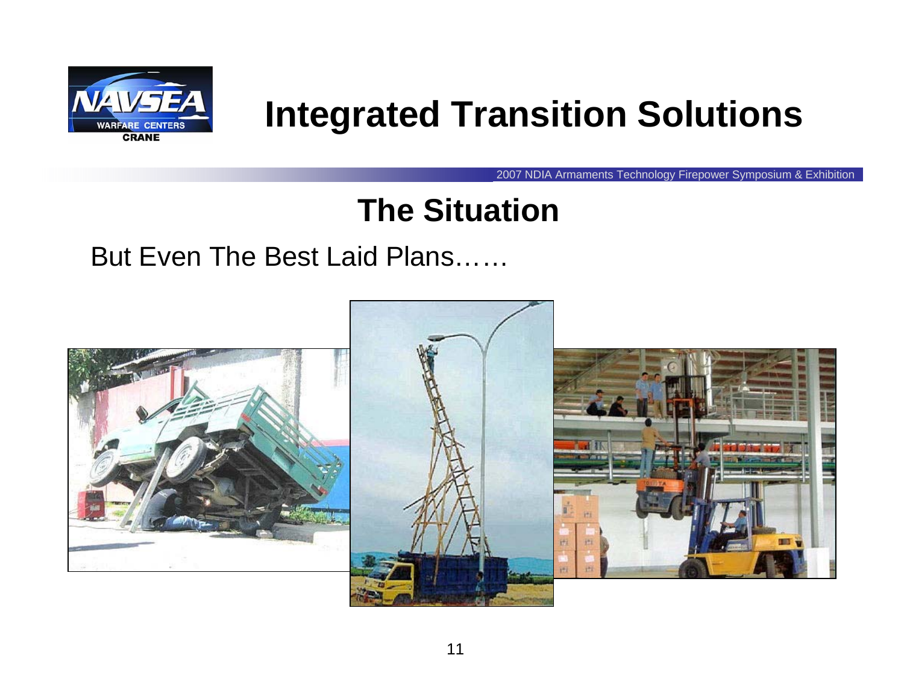# Integrated Transition Solutions

## The Situation

But Even The Best Laid Plans……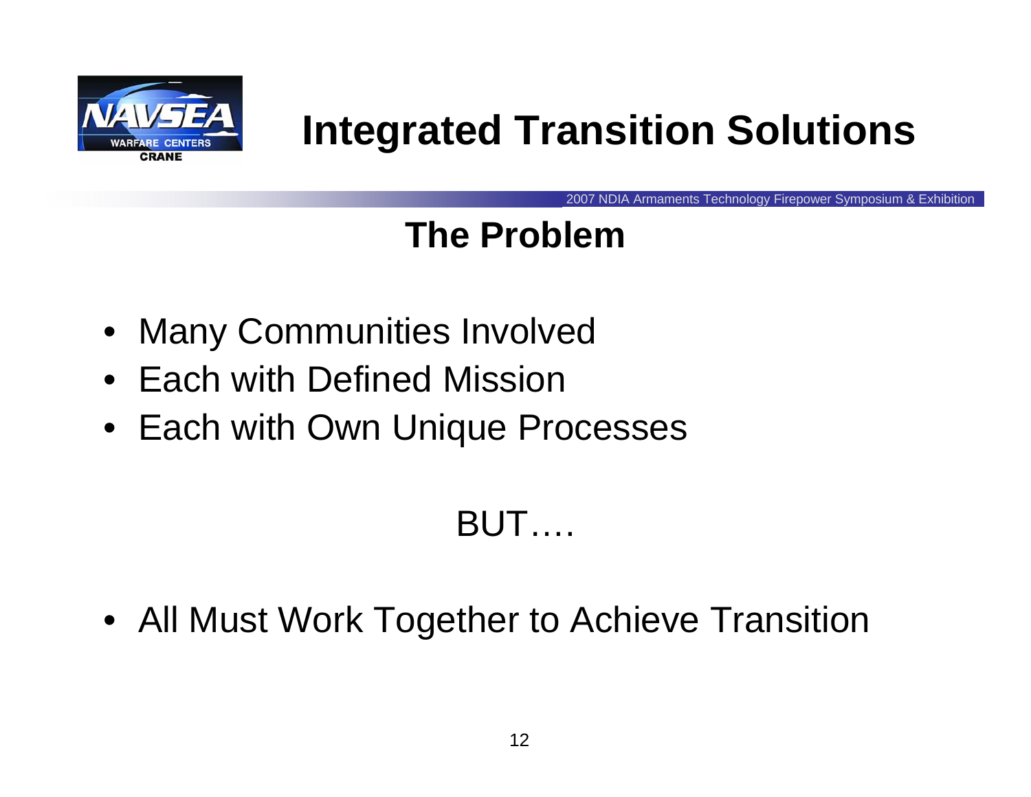# Integrated Transition Solutions

## The Problem

- Many Communities Involved
- Each with Defined Mission
- Each with Own Unique Processes

BUT….

- All Must Work Together to Achieve Transition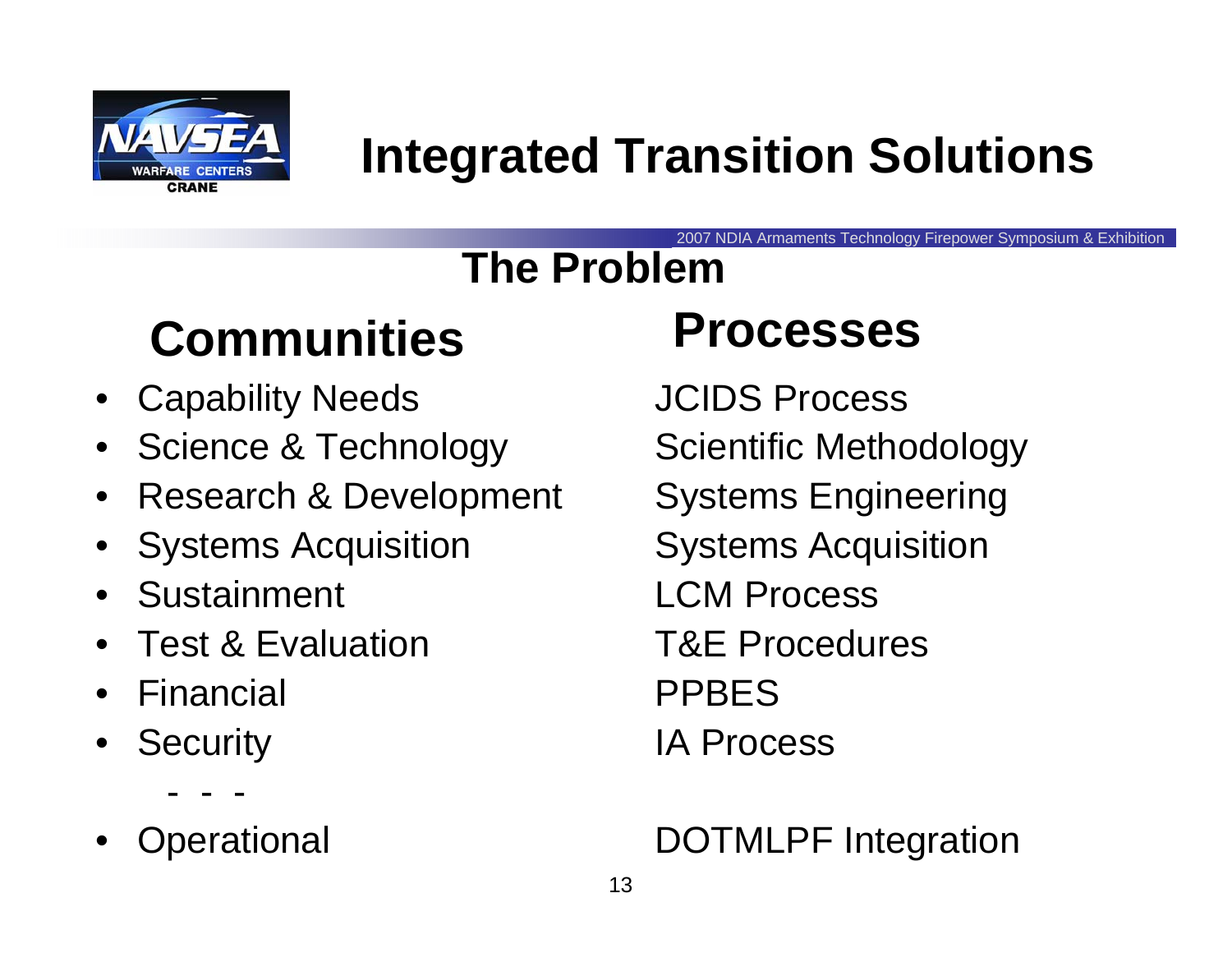# Integrated Transition Solutions

## The Problem

| Communities | Processes |
|---|---|
| • Capability Needs | JCIDS Process |
| • Science & Technology | Scientific Methodology |
| • Research & Development | Systems Engineering |
| • Systems Acquisition | Systems Acquisition |
| • Sustainment | LCM Process |
| • Test & Evaluation | T&E Procedures |
| • Financial | PPBES |
| • Security | IA Process |
| - - - | |
| • Operational | DOTMLPF Integration |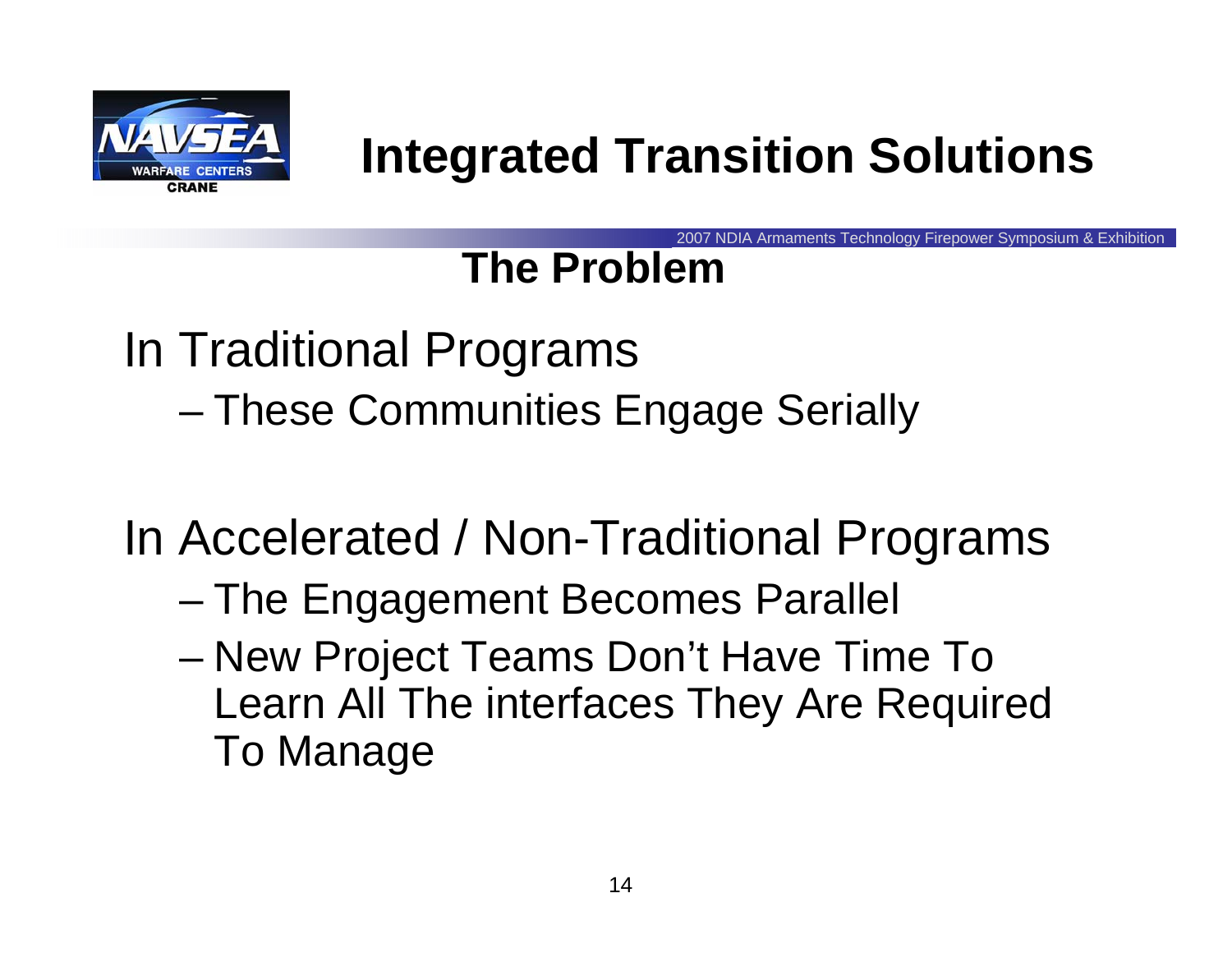# Integrated Transition Solutions

## The Problem

In Traditional Programs

- These Communities Engage Serially

In Accelerated / Non-Traditional Programs

- The Engagement Becomes Parallel
- New Project Teams Don't Have Time To Learn All The interfaces They Are Required To Manage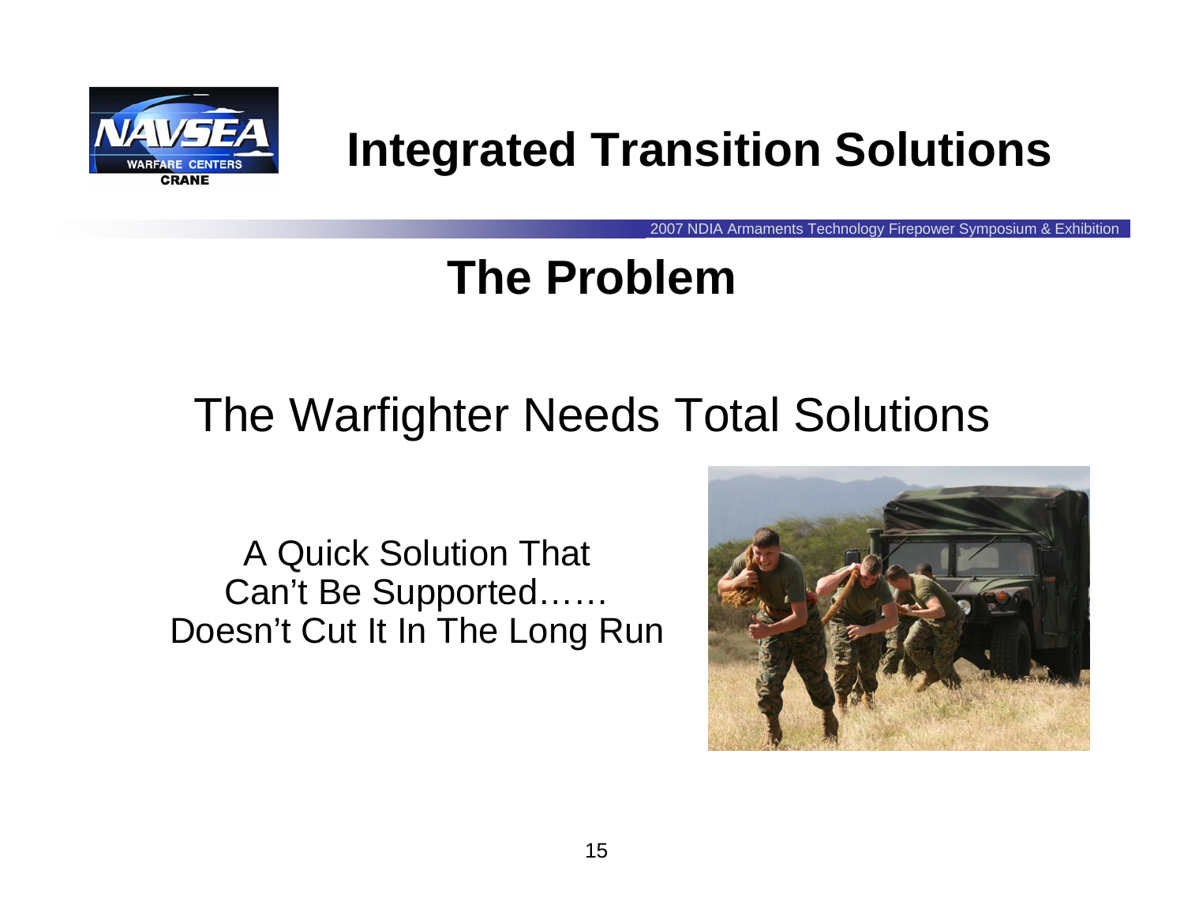# Integrated Transition Solutions

## The Problem

The Warfighter Needs Total Solutions

A Quick Solution That
Can't Be Supported……
Doesn't Cut It In The Long Run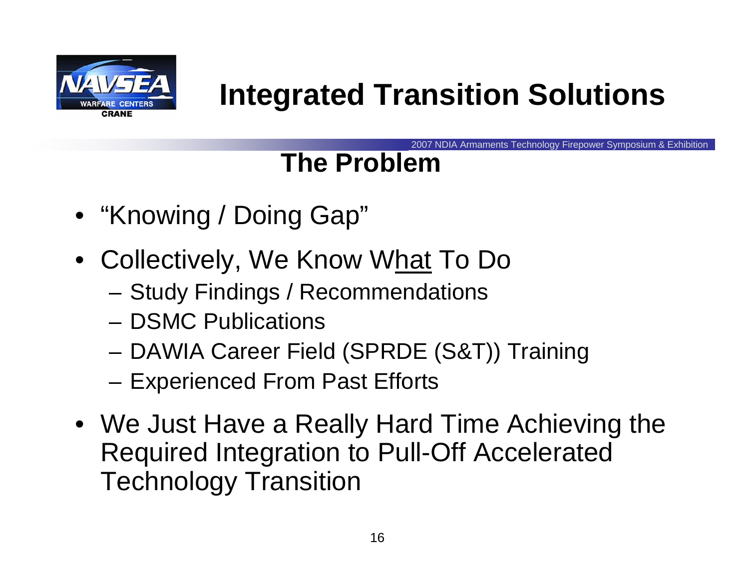# Integrated Transition Solutions

## The Problem

- "Knowing / Doing Gap"
- Collectively, We Know W<u>hat</u> To Do
  - Study Findings / Recommendations
  - DSMC Publications
  - DAWIA Career Field (SPRDE (S&T)) Training
  - Experienced From Past Efforts
- We Just Have a Really Hard Time Achieving the Required Integration to Pull-Off Accelerated Technology Transition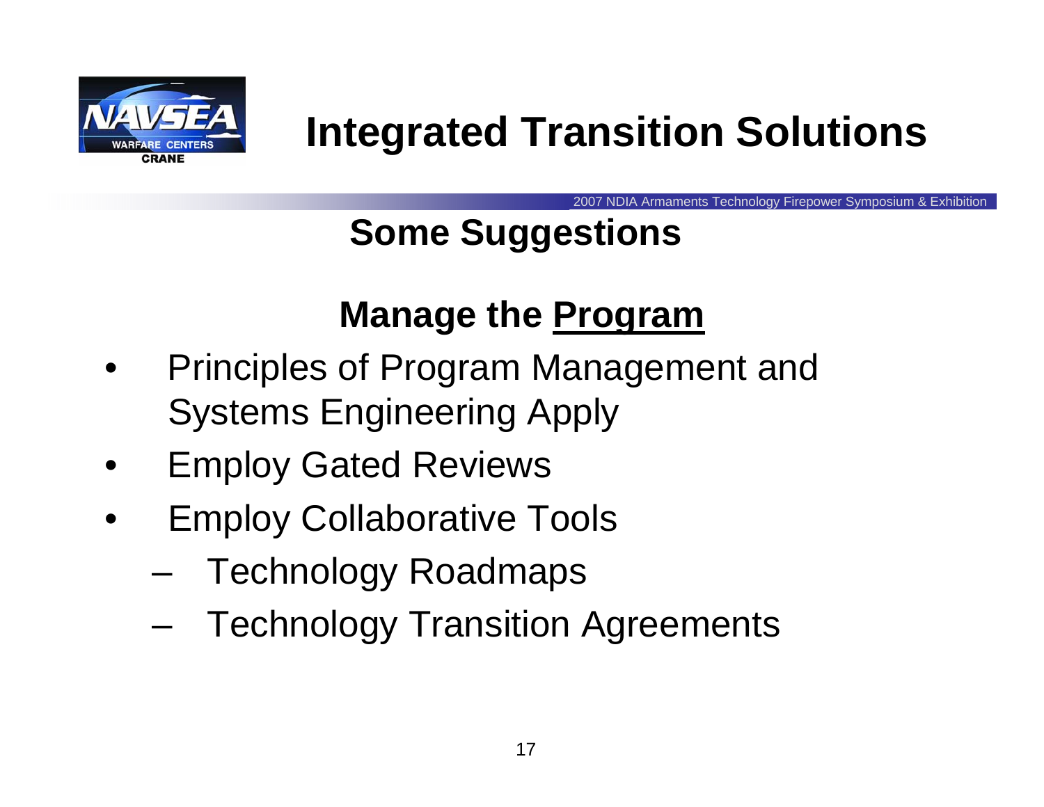# Integrated Transition Solutions

## Some Suggestions

### Manage the Program

- Principles of Program Management and Systems Engineering Apply
- Employ Gated Reviews
- Employ Collaborative Tools
  - Technology Roadmaps
  - Technology Transition Agreements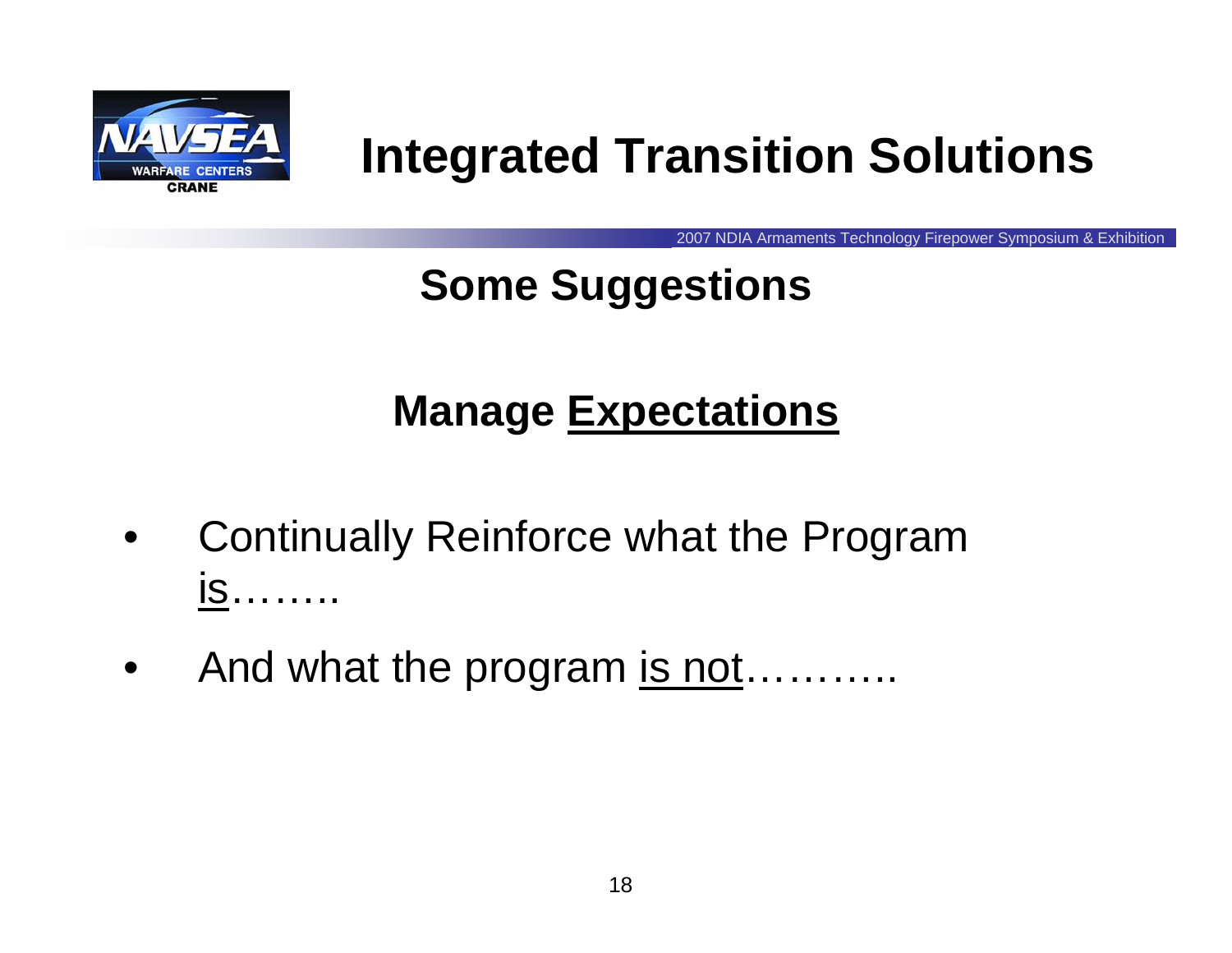## Some Suggestions

### Manage Expectations

- Continually Reinforce what the Program is……..
- And what the program is not………..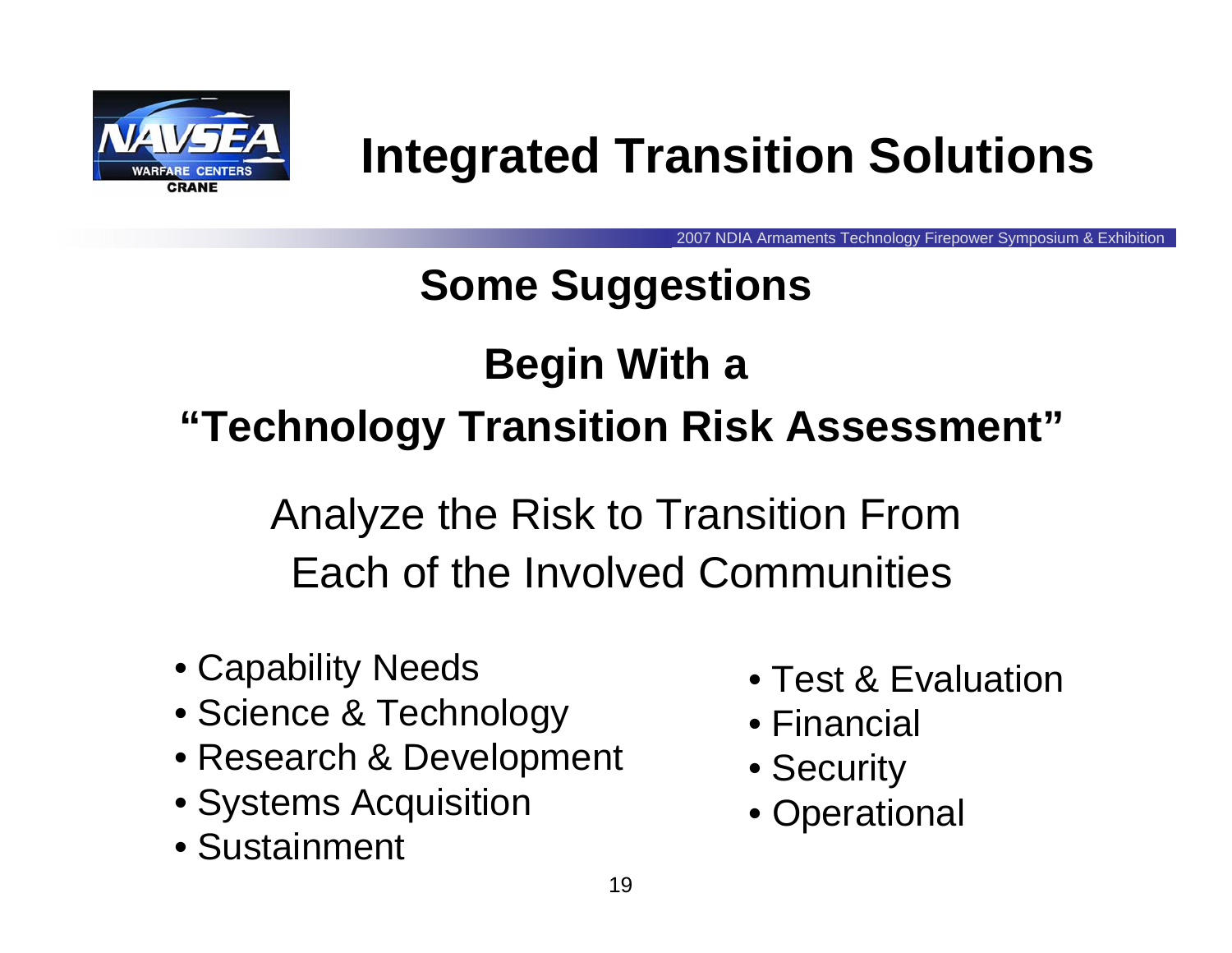# Integrated Transition Solutions

## Some Suggestions

## Begin With a "Technology Transition Risk Assessment"

Analyze the Risk to Transition From Each of the Involved Communities

- Capability Needs
- Science & Technology
- Research & Development
- Systems Acquisition
- Sustainment
- Test & Evaluation
- Financial
- Security
- Operational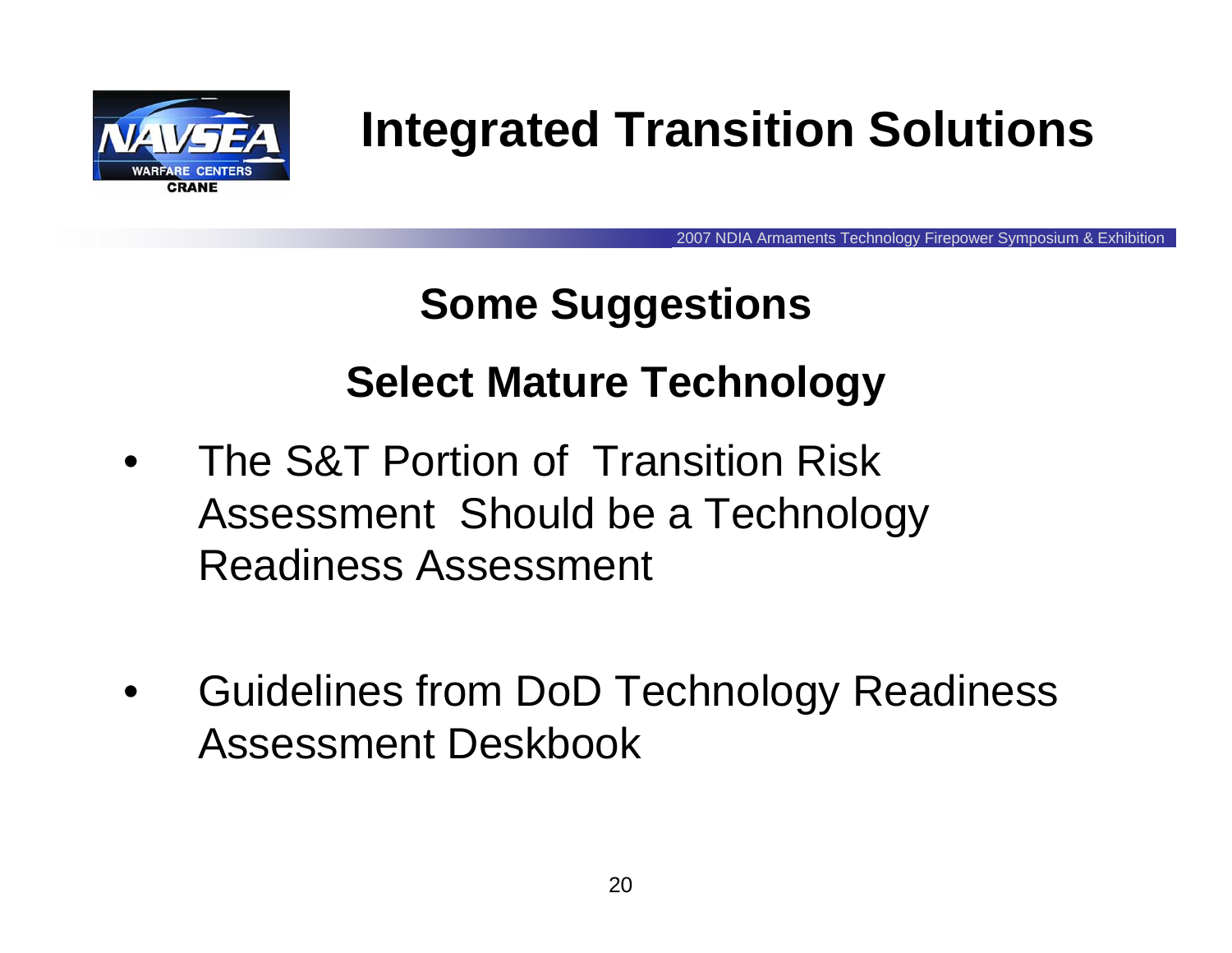# Integrated Transition Solutions

## Some Suggestions

## Select Mature Technology

- The S&T Portion of Transition Risk Assessment Should be a Technology Readiness Assessment

- Guidelines from DoD Technology Readiness Assessment Deskbook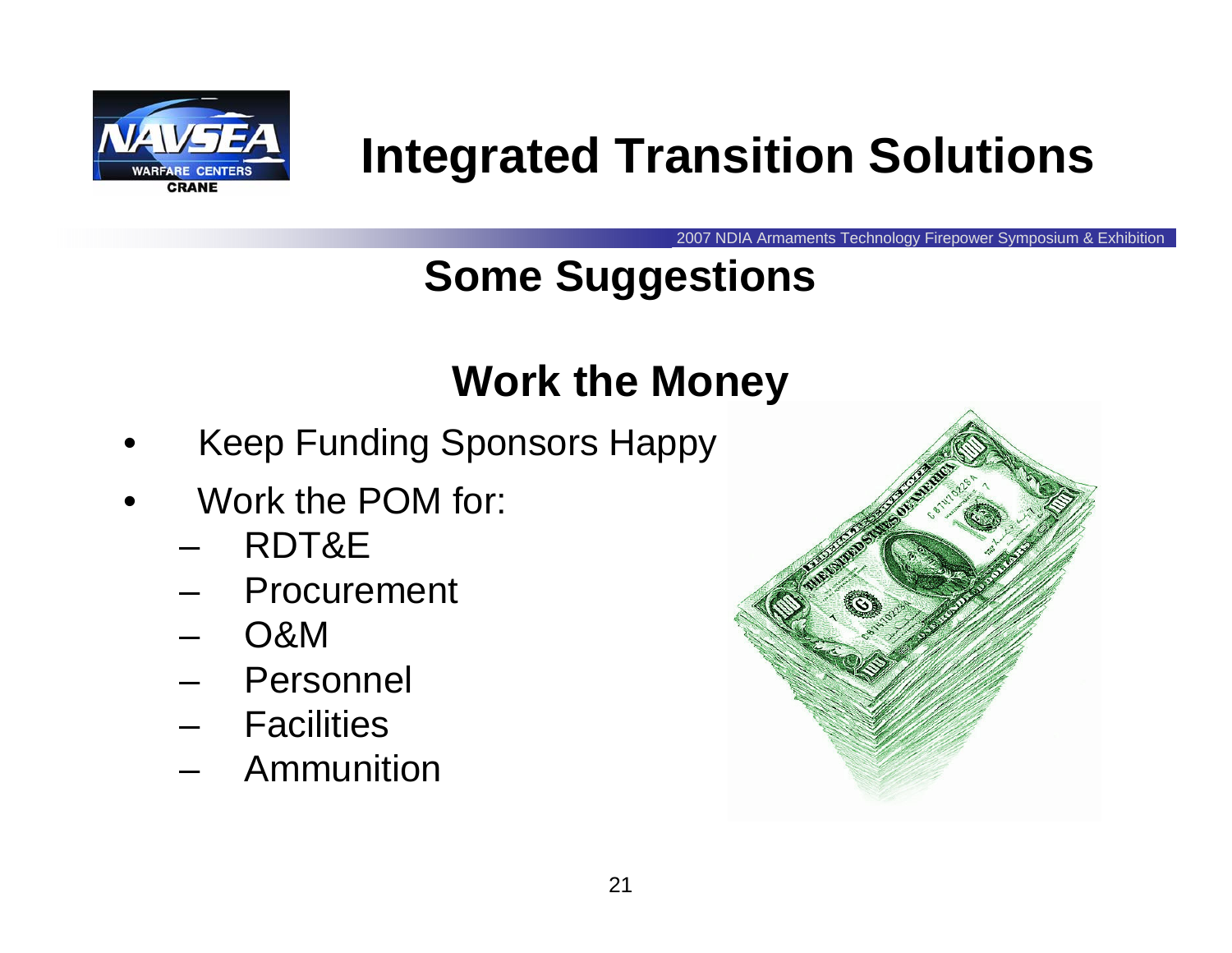# Integrated Transition Solutions

## Some Suggestions

### Work the Money

- Keep Funding Sponsors Happy
- Work the POM for:
  - RDT&E
  - Procurement
  - O&M
  - Personnel
  - Facilities
  - Ammunition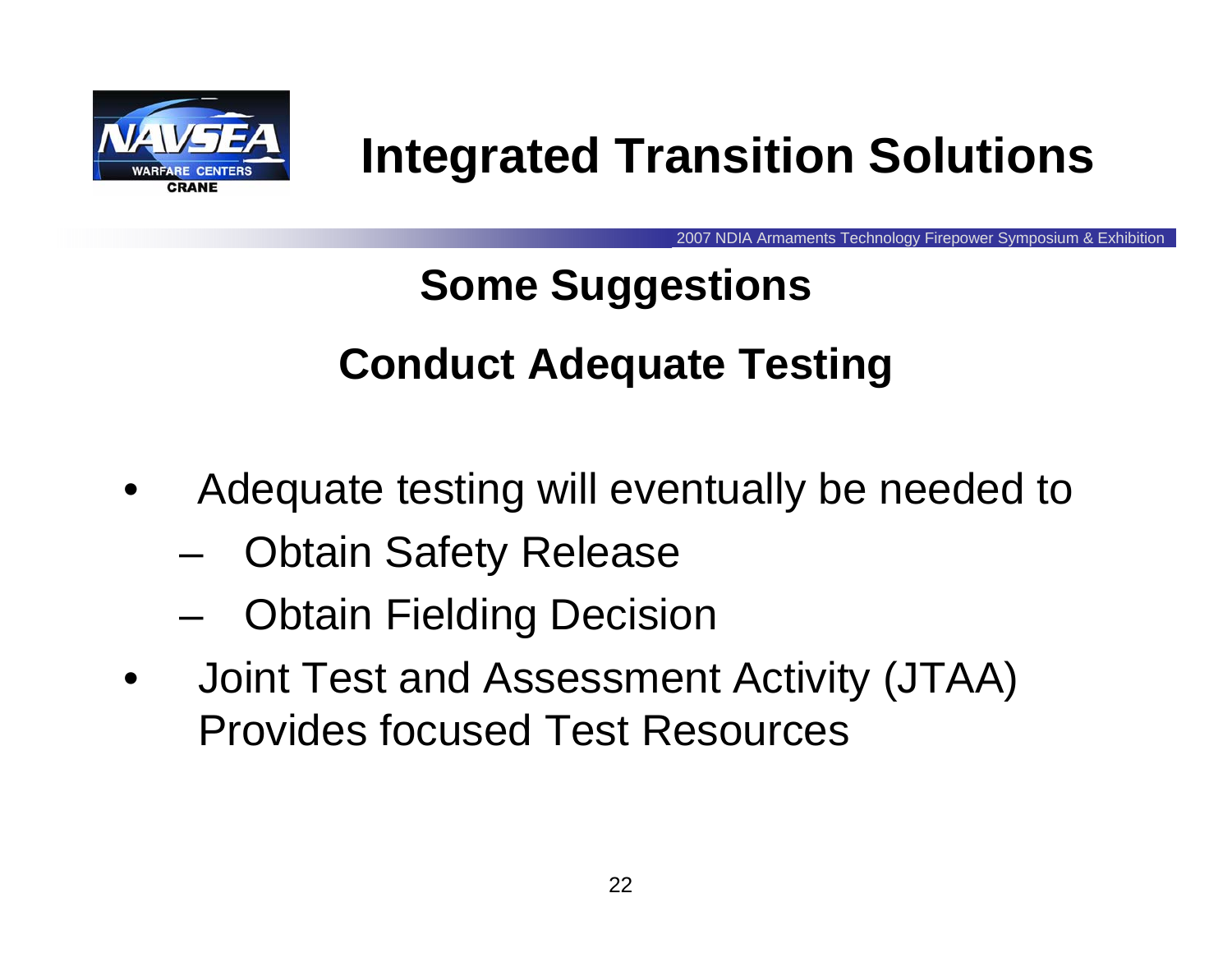# Integrated Transition Solutions

## Some Suggestions

## Conduct Adequate Testing

- Adequate testing will eventually be needed to
  - Obtain Safety Release
  - Obtain Fielding Decision
- Joint Test and Assessment Activity (JTAA) Provides focused Test Resources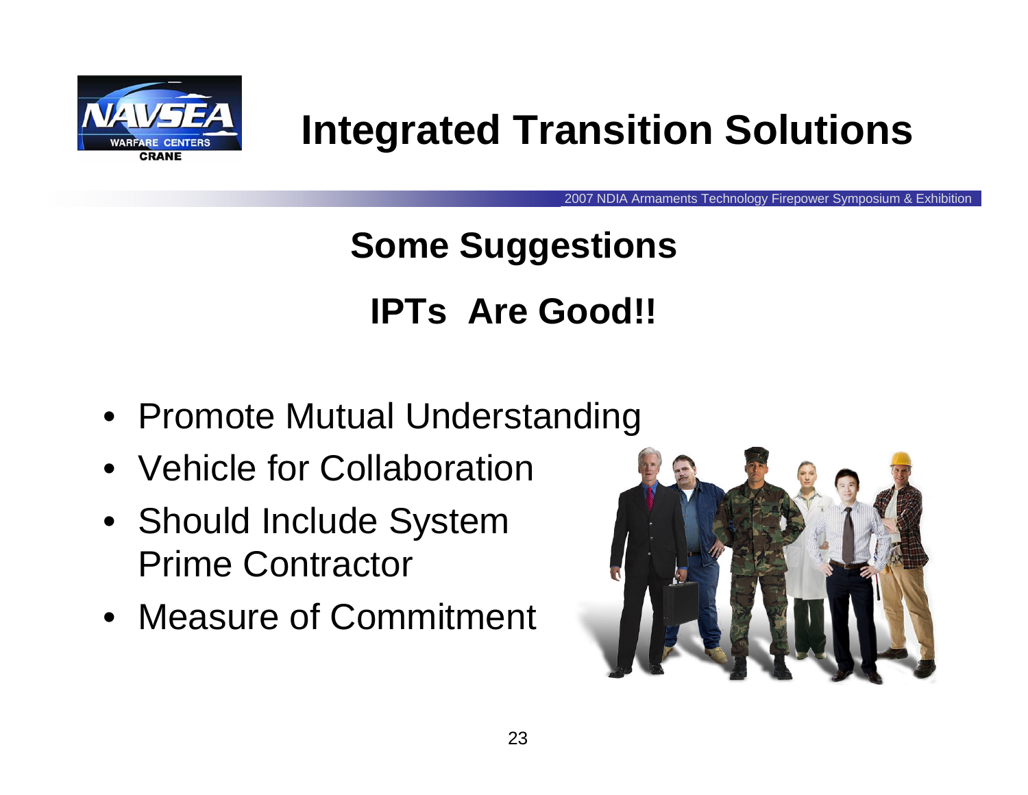# Integrated Transition Solutions

## Some Suggestions

## IPTs Are Good!!

- Promote Mutual Understanding
- Vehicle for Collaboration
- Should Include System Prime Contractor
- Measure of Commitment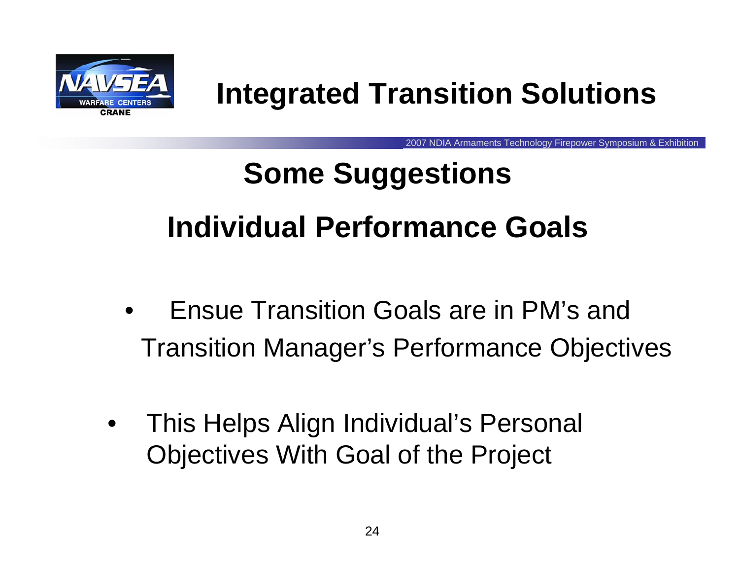# Integrated Transition Solutions

## Some Suggestions

## Individual Performance Goals

- Ensue Transition Goals are in PM's and Transition Manager's Performance Objectives
- This Helps Align Individual's Personal Objectives With Goal of the Project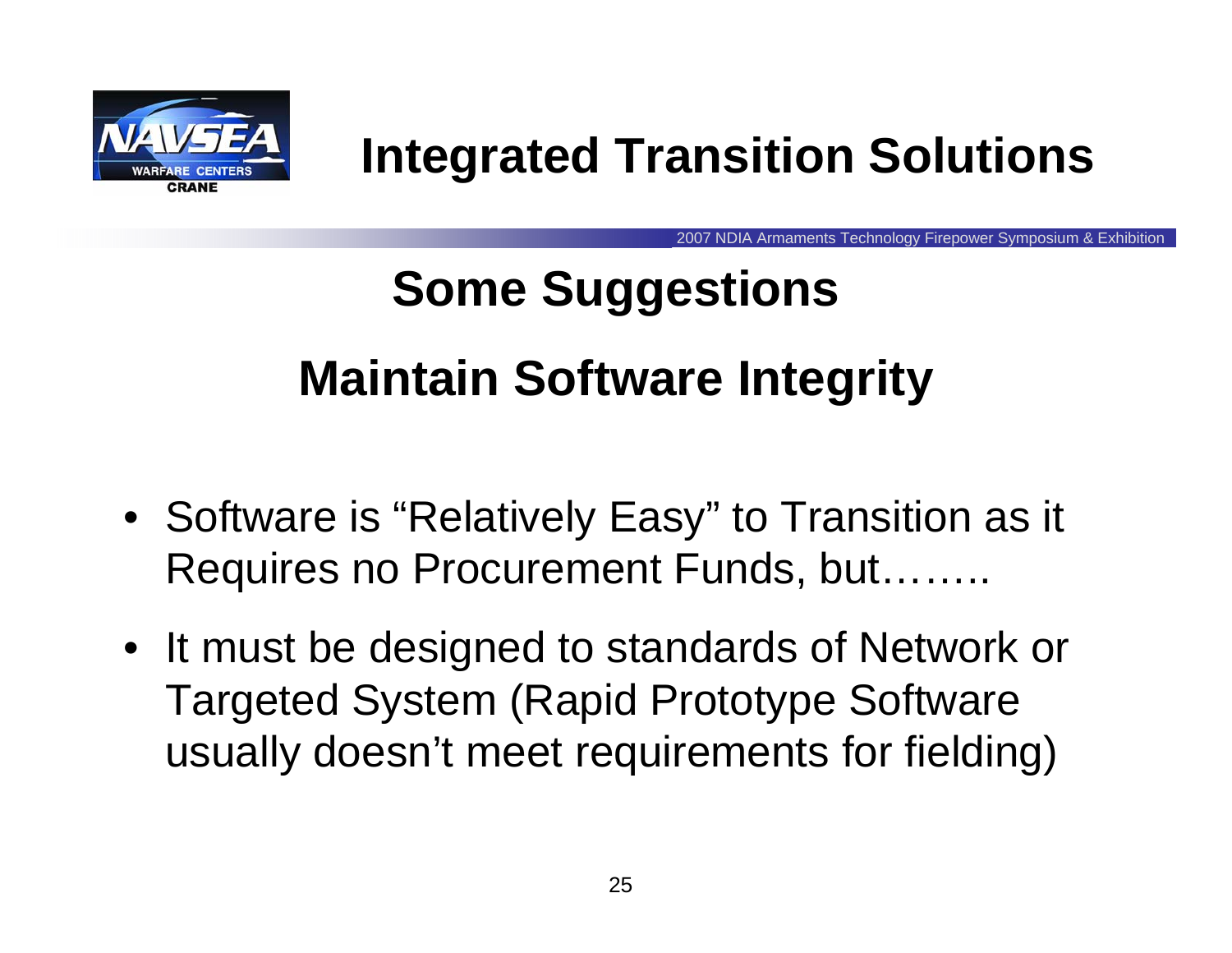## Some Suggestions

## Maintain Software Integrity

- Software is “Relatively Easy” to Transition as it Requires no Procurement Funds, but……..
- It must be designed to standards of Network or Targeted System (Rapid Prototype Software usually doesn’t meet requirements for fielding)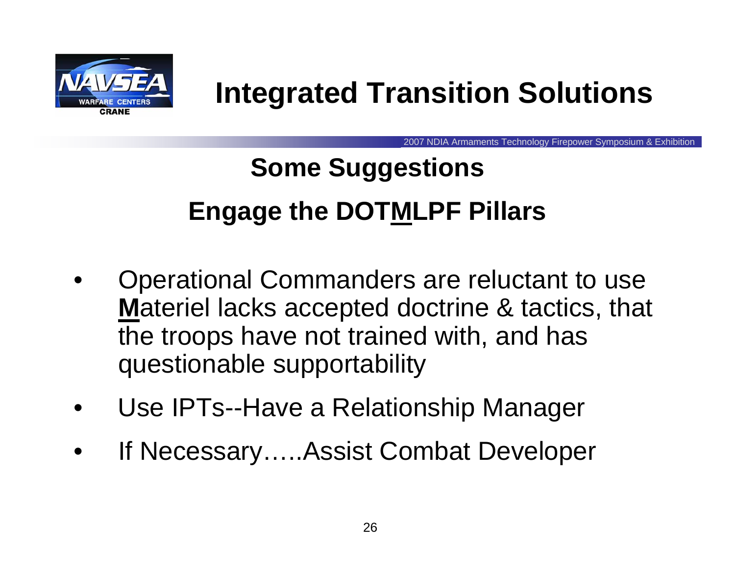# Integrated Transition Solutions

## Some Suggestions

## Engage the DOTMLPF Pillars

- Operational Commanders are reluctant to use **M**ateriel lacks accepted doctrine & tactics, that the troops have not trained with, and has questionable supportability
- Use IPTs--Have a Relationship Manager
- If Necessary…..Assist Combat Developer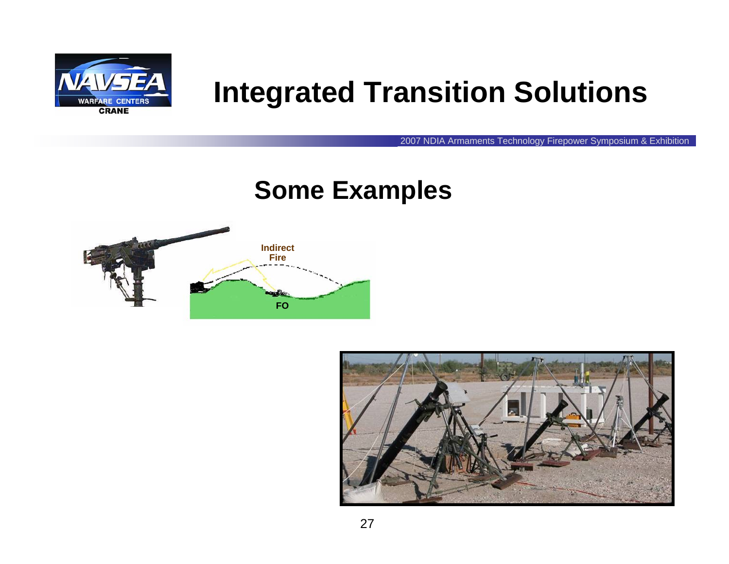# Integrated Transition Solutions

## Some Examples

Indirect Fire

FO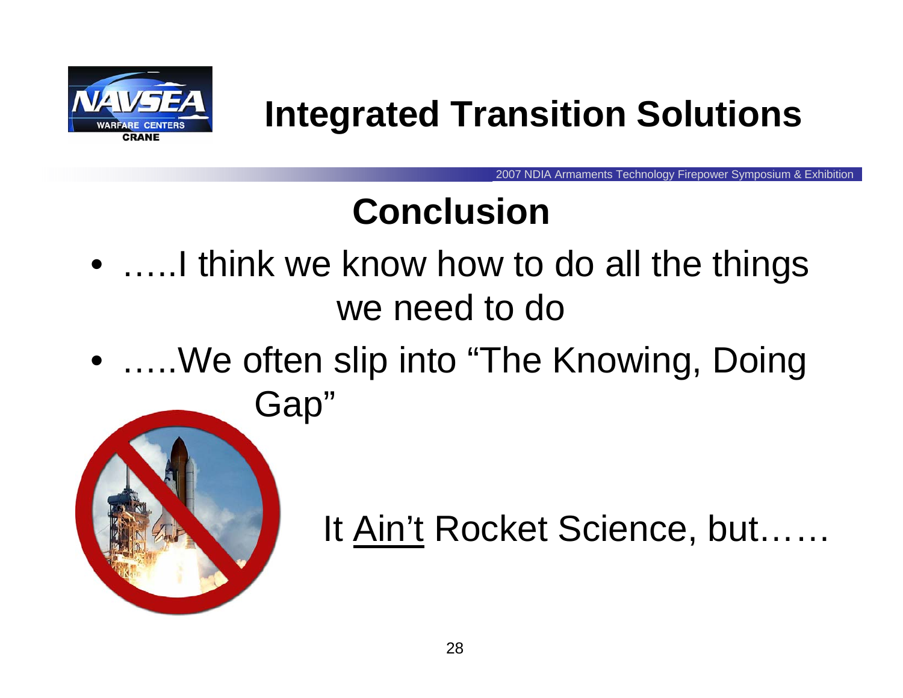# Integrated Transition Solutions

## Conclusion

- …..I think we know how to do all the things we need to do
- …..We often slip into "The Knowing, Doing Gap"

It Ain't Rocket Science, but……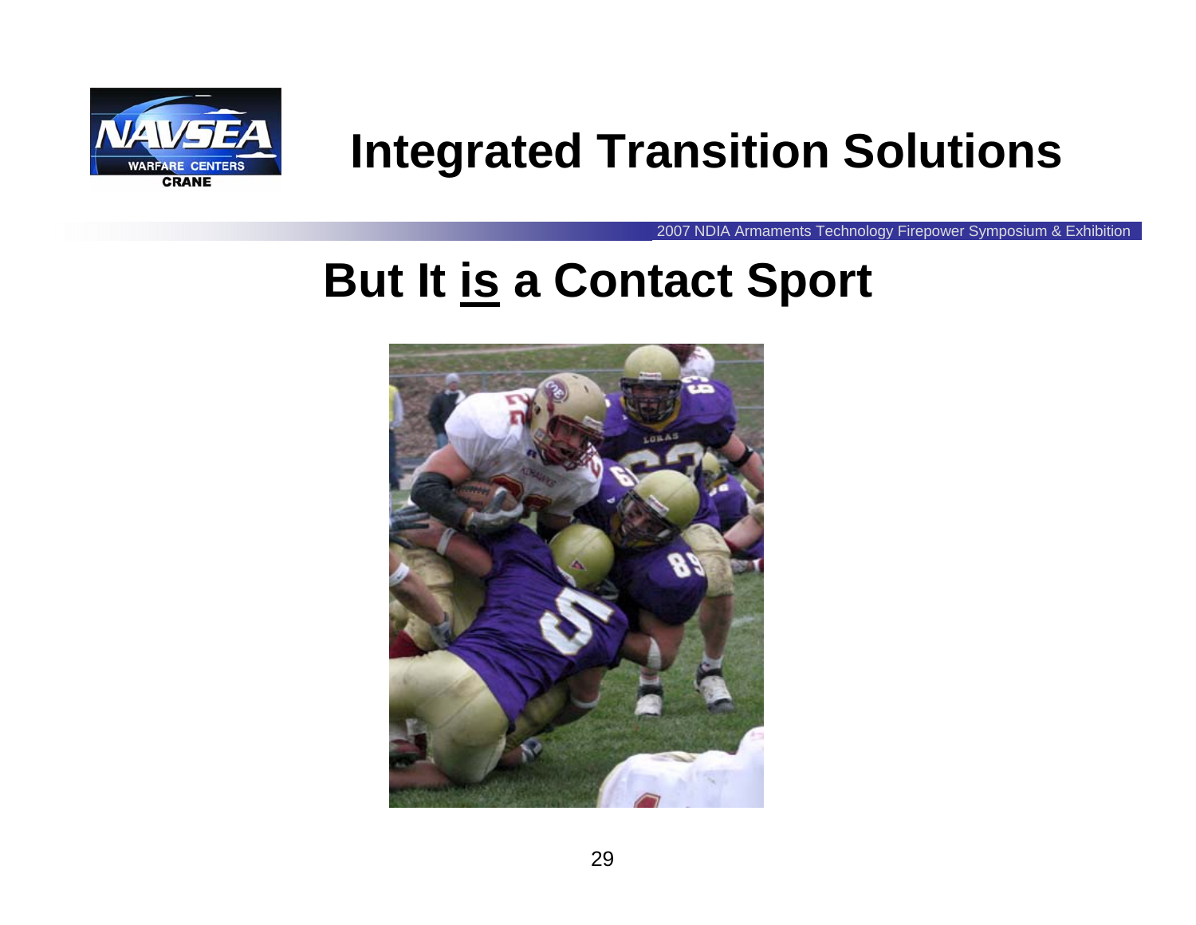# Integrated Transition Solutions

## But It <u>is</u> a Contact Sport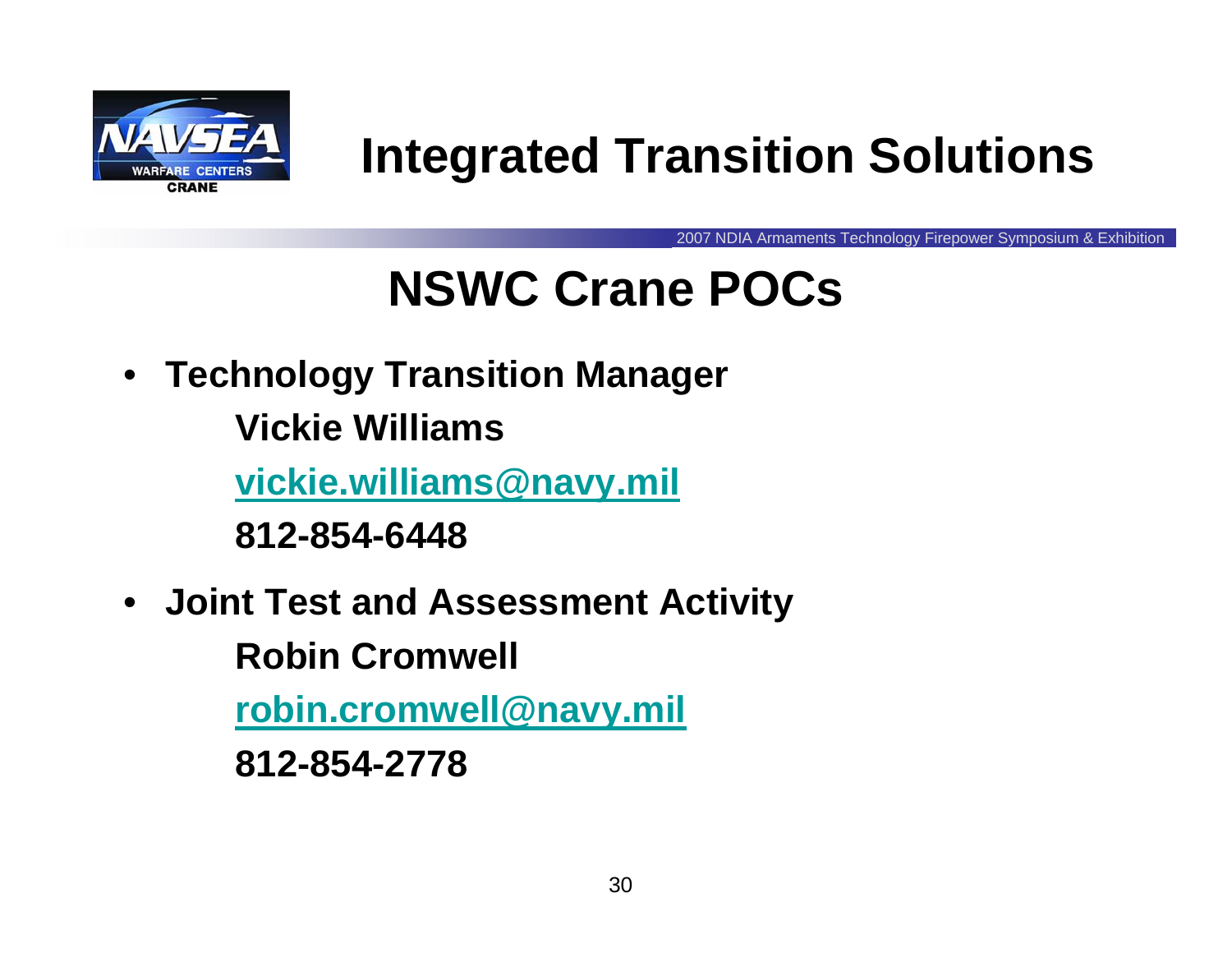# Integrated Transition Solutions

## NSWC Crane POCs

- **Technology Transition Manager**

  **Vickie Williams**

  **vickie.williams@navy.mil**

  **812-854-6448**

- **Joint Test and Assessment Activity**

  **Robin Cromwell**

  **robin.cromwell@navy.mil**

  **812-854-2778**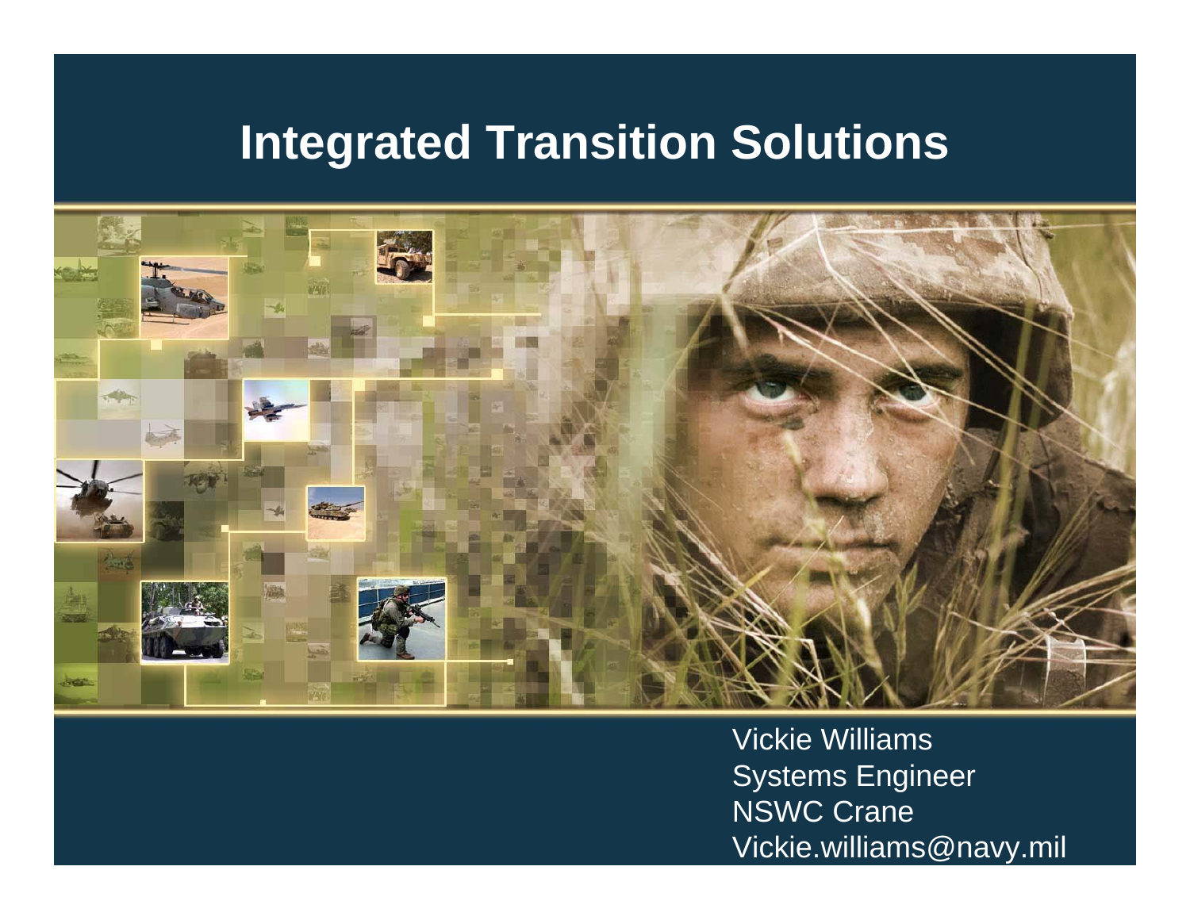# Integrated Transition Solutions

Vickie Williams
Systems Engineer
NSWC Crane
Vickie.williams@navy.mil